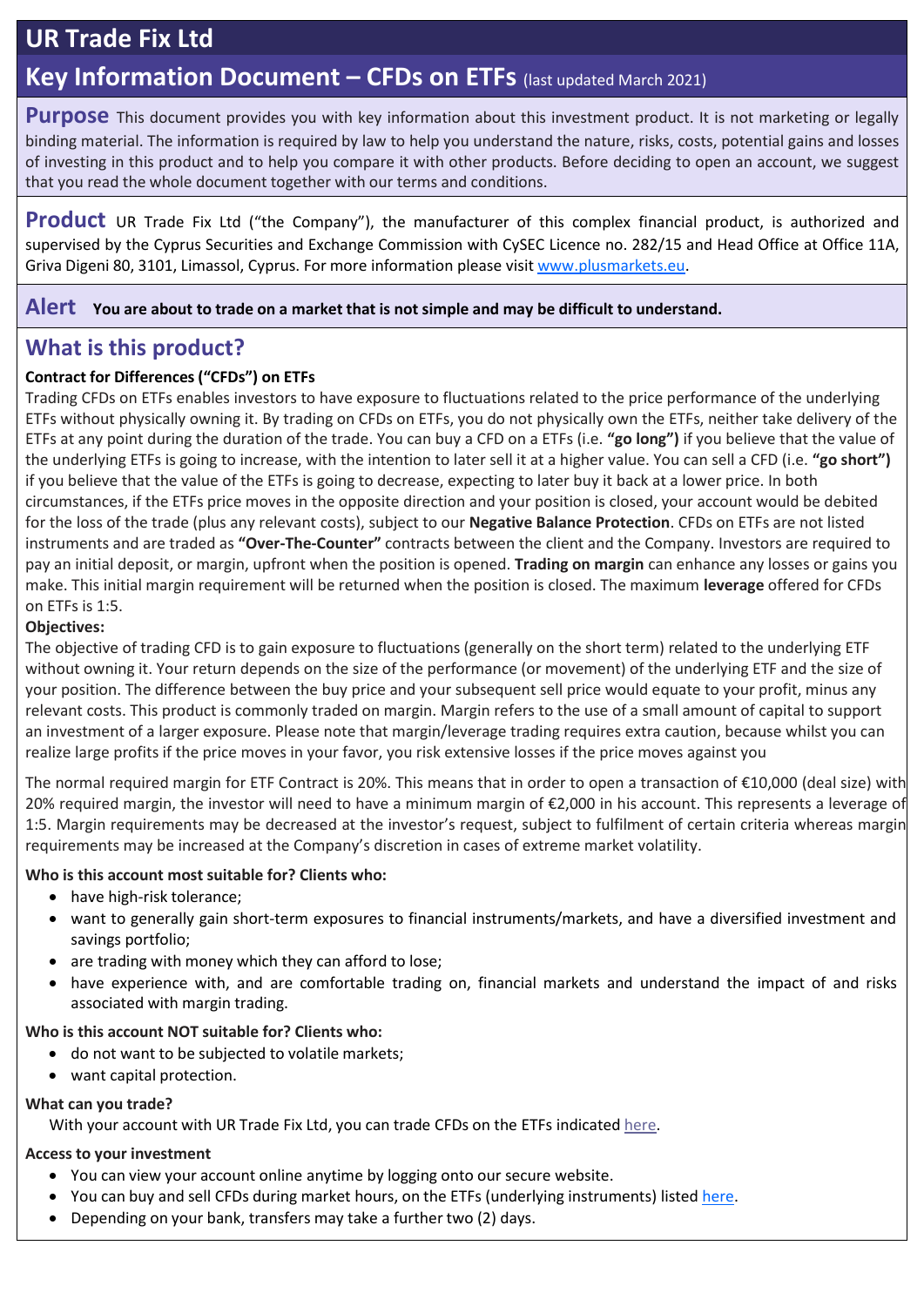# UR Trade Fix Ltd

## Key Information Document – CFDs on ETFs (last updated March 2021)

**Purpose** This document provides you with key information about this investment product. It is not marketing or legally binding material. The information is required by law to help you understand the nature, risks, costs, potential gains and losses of investing in this product and to help you compare it with other products. Before deciding to open an account, we suggest that you read the whole document together with our terms and conditions.

**Product** UR Trade Fix Ltd ("the Company"), the manufacturer of this complex financial product, is authorized and supervised by the Cyprus Securities and Exchange Commission with CySEC Licence no. 282/15 and Head Office at Office 11A, Griva Digeni 80, 3101, Limassol, Cyprus. For more information please visit www.plusmarkets.eu.

**Alert** **You are about to trade on a market that is not simple and may be difficult to understand.**

## What is this product?

**Contract for Differences ("CFDs") on ETFs**

Trading CFDs on ETFs enables investors to have exposure to fluctuations related to the price performance of the underlying ETFs without physically owning it. By trading on CFDs on ETFs, you do not physically own the ETFs, neither take delivery of the ETFs at any point during the duration of the trade. You can buy a CFD on a ETFs (i.e. **"go long")** if you believe that the value of the underlying ETFs is going to increase, with the intention to later sell it at a higher value. You can sell a CFD (i.e. **"go short")** if you believe that the value of the ETFs is going to decrease, expecting to later buy it back at a lower price. In both circumstances, if the ETFs price moves in the opposite direction and your position is closed, your account would be debited for the loss of the trade (plus any relevant costs), subject to our **Negative Balance Protection**. CFDs on ETFs are not listed instruments and are traded as **"Over-The-Counter"** contracts between the client and the Company. Investors are required to pay an initial deposit, or margin, upfront when the position is opened. **Trading on margin** can enhance any losses or gains you make. This initial margin requirement will be returned when the position is closed. The maximum **leverage** offered for CFDs on ETFs is 1:5.

**Objectives:**

The objective of trading CFD is to gain exposure to fluctuations (generally on the short term) related to the underlying ETF without owning it. Your return depends on the size of the performance (or movement) of the underlying ETF and the size of your position. The difference between the buy price and your subsequent sell price would equate to your profit, minus any relevant costs. This product is commonly traded on margin. Margin refers to the use of a small amount of capital to support an investment of a larger exposure. Please note that margin/leverage trading requires extra caution, because whilst you can realize large profits if the price moves in your favor, you risk extensive losses if the price moves against you

The normal required margin for ETF Contract is 20%. This means that in order to open a transaction of €10,000 (deal size) with 20% required margin, the investor will need to have a minimum margin of €2,000 in his account. This represents a leverage of 1:5. Margin requirements may be decreased at the investor's request, subject to fulfilment of certain criteria whereas margin requirements may be increased at the Company's discretion in cases of extreme market volatility.

**Who is this account most suitable for? Clients who:**

- have high-risk tolerance;
- want to generally gain short-term exposures to financial instruments/markets, and have a diversified investment and savings portfolio;
- are trading with money which they can afford to lose;
- have experience with, and are comfortable trading on, financial markets and understand the impact of and risks associated with margin trading.

**Who is this account NOT suitable for? Clients who:**

- do not want to be subjected to volatile markets;
- want capital protection.

**What can you trade?**

With your account with UR Trade Fix Ltd, you can trade CFDs on the ETFs indicated here.

**Access to your investment**

- You can view your account online anytime by logging onto our secure website.
- You can buy and sell CFDs during market hours, on the ETFs (underlying instruments) listed here.
- Depending on your bank, transfers may take a further two (2) days.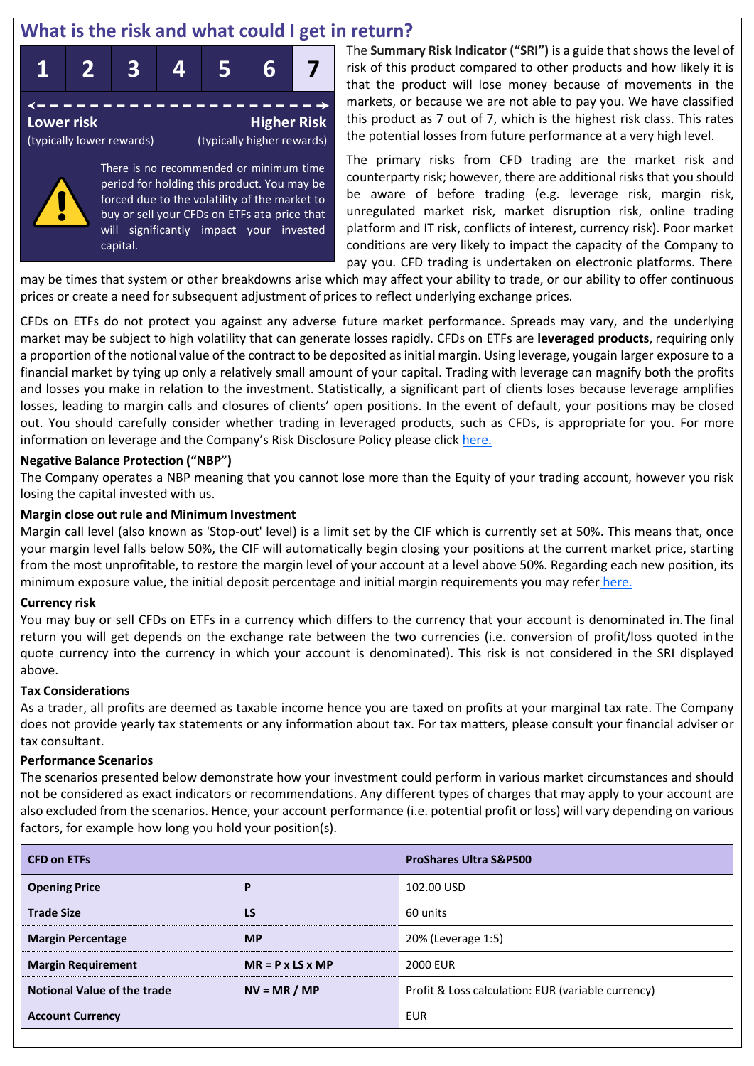## What is the risk and what could I get in return?

| 1 | 2 | 3 | 4 | 5 | 6 | 7 |
|---|---|---|---|---|---|---|

**Lower risk** (typically lower rewards) — **Higher Risk** (typically higher rewards)

There is no recommended or minimum time period for holding this product. You may be forced due to the volatility of the market to buy or sell your CFDs on ETFs at a price that will significantly impact your invested capital.

The **Summary Risk Indicator ("SRI")** is a guide that shows the level of risk of this product compared to other products and how likely it is that the product will lose money because of movements in the markets, or because we are not able to pay you. We have classified this product as 7 out of 7, which is the highest risk class. This rates the potential losses from future performance at a very high level.

The primary risks from CFD trading are the market risk and counterparty risk; however, there are additional risks that you should be aware of before trading (e.g. leverage risk, margin risk, unregulated market risk, market disruption risk, online trading platform and IT risk, conflicts of interest, currency risk). Poor market conditions are very likely to impact the capacity of the Company to pay you. CFD trading is undertaken on electronic platforms. There may be times that system or other breakdowns arise which may affect your ability to trade, or our ability to offer continuous prices or create a need for subsequent adjustment of prices to reflect underlying exchange prices.

CFDs on ETFs do not protect you against any adverse future market performance. Spreads may vary, and the underlying market may be subject to high volatility that can generate losses rapidly. CFDs on ETFs are **leveraged products**, requiring only a proportion of the notional value of the contract to be deposited as initial margin. Using leverage, yougain larger exposure to a financial market by tying up only a relatively small amount of your capital. Trading with leverage can magnify both the profits and losses you make in relation to the investment. Statistically, a significant part of clients loses because leverage amplifies losses, leading to margin calls and closures of clients' open positions. In the event of default, your positions may be closed out. You should carefully consider whether trading in leveraged products, such as CFDs, is appropriate for you. For more information on leverage and the Company's Risk Disclosure Policy please click here.

**Negative Balance Protection ("NBP")**

The Company operates a NBP meaning that you cannot lose more than the Equity of your trading account, however you risk losing the capital invested with us.

**Margin close out rule and Minimum Investment**

Margin call level (also known as 'Stop-out' level) is a limit set by the CIF which is currently set at 50%. This means that, once your margin level falls below 50%, the CIF will automatically begin closing your positions at the current market price, starting from the most unprofitable, to restore the margin level of your account at a level above 50%. Regarding each new position, its minimum exposure value, the initial deposit percentage and initial margin requirements you may refer here.

**Currency risk**

You may buy or sell CFDs on ETFs in a currency which differs to the currency that your account is denominated in. The final return you will get depends on the exchange rate between the two currencies (i.e. conversion of profit/loss quoted in the quote currency into the currency in which your account is denominated). This risk is not considered in the SRI displayed above.

**Tax Considerations**

As a trader, all profits are deemed as taxable income hence you are taxed on profits at your marginal tax rate. The Company does not provide yearly tax statements or any information about tax. For tax matters, please consult your financial adviser or tax consultant.

**Performance Scenarios**

The scenarios presented below demonstrate how your investment could perform in various market circumstances and should not be considered as exact indicators or recommendations. Any different types of charges that may apply to your account are also excluded from the scenarios. Hence, your account performance (i.e. potential profit or loss) will vary depending on various factors, for example how long you hold your position(s).

| CFD on ETFs | | ProShares Ultra S&P500 |
|---|---|---|
| **Opening Price** | **P** | 102.00 USD |
| **Trade Size** | **LS** | 60 units |
| **Margin Percentage** | **MP** | 20% (Leverage 1:5) |
| **Margin Requirement** | **MR = P x LS x MP** | 2000 EUR |
| **Notional Value of the trade** | **NV = MR / MP** | Profit & Loss calculation: EUR (variable currency) |
| **Account Currency** | | EUR |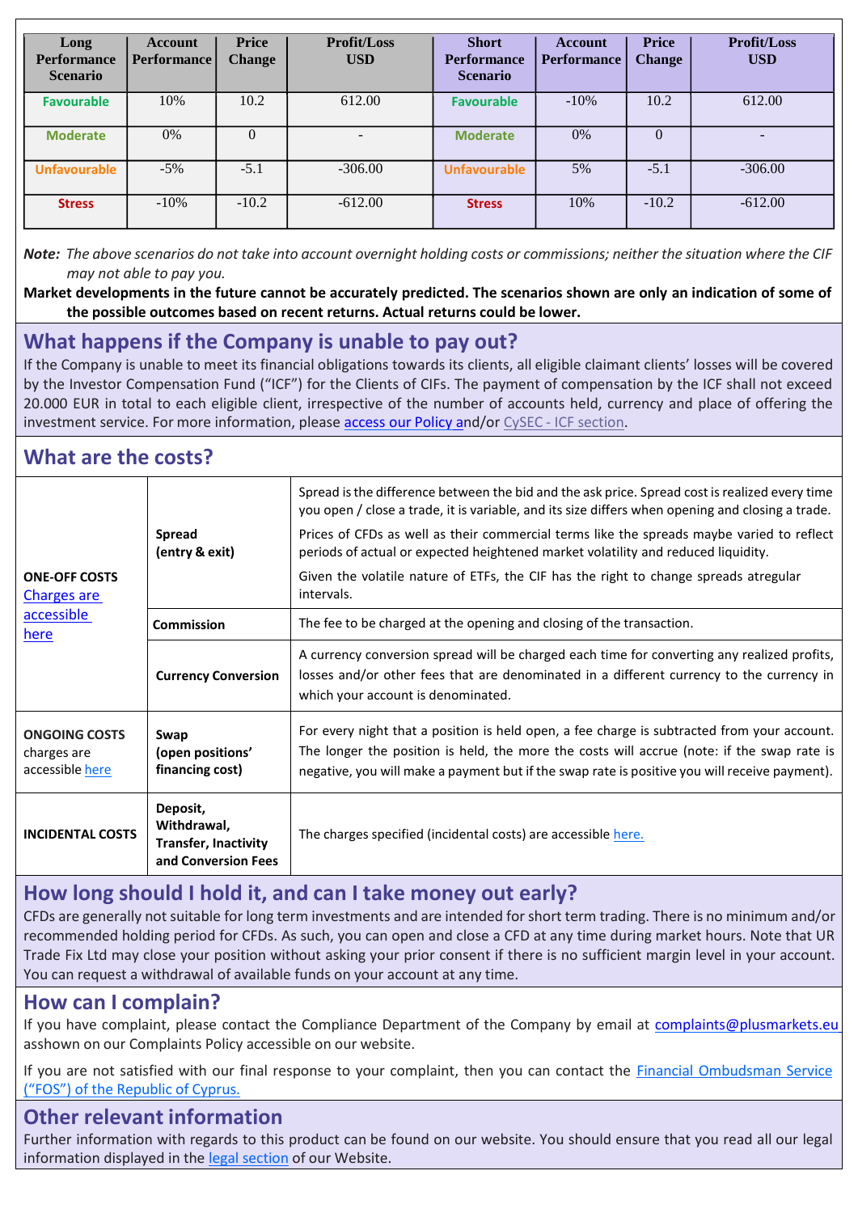| Long Performance Scenario | Account Performance | Price Change | Profit/Loss USD | Short Performance Scenario | Account Performance | Price Change | Profit/Loss USD |
|---|---|---|---|---|---|---|---|
| Favourable | 10% | 10.2 | 612.00 | Favourable | -10% | 10.2 | 612.00 |
| Moderate | 0% | 0 | - | Moderate | 0% | 0 | - |
| Unfavourable | -5% | -5.1 | -306.00 | Unfavourable | 5% | -5.1 | -306.00 |
| Stress | -10% | -10.2 | -612.00 | Stress | 10% | -10.2 | -612.00 |

***Note:*** *The above scenarios do not take into account overnight holding costs or commissions; neither the situation where the CIF may not able to pay you.*

**Market developments in the future cannot be accurately predicted. The scenarios shown are only an indication of some of the possible outcomes based on recent returns. Actual returns could be lower.**

## What happens if the Company is unable to pay out?

If the Company is unable to meet its financial obligations towards its clients, all eligible claimant clients' losses will be covered by the Investor Compensation Fund ("ICF") for the Clients of CIFs. The payment of compensation by the ICF shall not exceed 20.000 EUR in total to each eligible client, irrespective of the number of accounts held, currency and place of offering the investment service. For more information, please access our Policy and/or CySEC - ICF section.

## What are the costs?

| | | |
|---|---|---|
| **ONE-OFF COSTS** Charges are accessible here | **Spread (entry & exit)** | Spread is the difference between the bid and the ask price. Spread cost is realized every time you open / close a trade, it is variable, and its size differs when opening and closing a trade. Prices of CFDs as well as their commercial terms like the spreads maybe varied to reflect periods of actual or expected heightened market volatility and reduced liquidity. Given the volatile nature of ETFs, the CIF has the right to change spreads atregular intervals. |
| | **Commission** | The fee to be charged at the opening and closing of the transaction. |
| | **Currency Conversion** | A currency conversion spread will be charged each time for converting any realized profits, losses and/or other fees that are denominated in a different currency to the currency in which your account is denominated. |
| **ONGOING COSTS** charges are accessible here | **Swap (open positions' financing cost)** | For every night that a position is held open, a fee charge is subtracted from your account. The longer the position is held, the more the costs will accrue (note: if the swap rate is negative, you will make a payment but if the swap rate is positive you will receive payment). |
| **INCIDENTAL COSTS** | **Deposit, Withdrawal, Transfer, Inactivity and Conversion Fees** | The charges specified (incidental costs) are accessible here. |

## How long should I hold it, and can I take money out early?

CFDs are generally not suitable for long term investments and are intended for short term trading. There is no minimum and/or recommended holding period for CFDs. As such, you can open and close a CFD at any time during market hours. Note that UR Trade Fix Ltd may close your position without asking your prior consent if there is no sufficient margin level in your account. You can request a withdrawal of available funds on your account at any time.

## How can I complain?

If you have complaint, please contact the Compliance Department of the Company by email at complaints@plusmarkets.eu asshown on our Complaints Policy accessible on our website.

If you are not satisfied with our final response to your complaint, then you can contact the Financial Ombudsman Service ("FOS") of the Republic of Cyprus.

## Other relevant information

Further information with regards to this product can be found on our website. You should ensure that you read all our legal information displayed in the legal section of our Website.